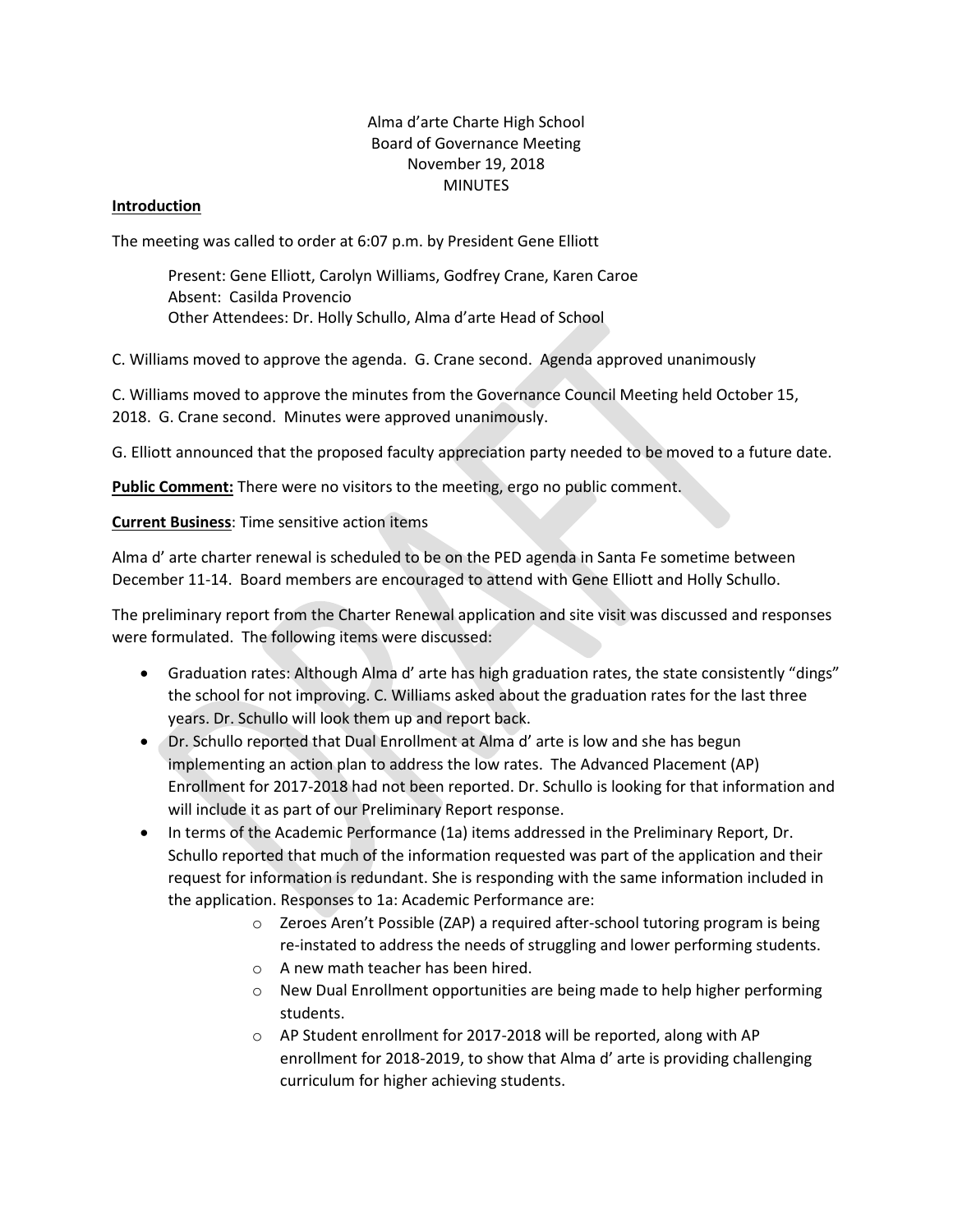Alma d'arte Charte High School
Board of Governance Meeting
November 19, 2018
MINUTES

**Introduction**

The meeting was called to order at 6:07 p.m. by President Gene Elliott

> Present: Gene Elliott, Carolyn Williams, Godfrey Crane, Karen Caroe
> Absent: Casilda Provencio
> Other Attendees: Dr. Holly Schullo, Alma d'arte Head of School

C. Williams moved to approve the agenda. G. Crane second. Agenda approved unanimously

C. Williams moved to approve the minutes from the Governance Council Meeting held October 15, 2018. G. Crane second. Minutes were approved unanimously.

G. Elliott announced that the proposed faculty appreciation party needed to be moved to a future date.

**Public Comment:** There were no visitors to the meeting, ergo no public comment.

**Current Business**: Time sensitive action items

Alma d' arte charter renewal is scheduled to be on the PED agenda in Santa Fe sometime between December 11-14. Board members are encouraged to attend with Gene Elliott and Holly Schullo.

The preliminary report from the Charter Renewal application and site visit was discussed and responses were formulated. The following items were discussed:

- Graduation rates: Although Alma d' arte has high graduation rates, the state consistently "dings" the school for not improving. C. Williams asked about the graduation rates for the last three years. Dr. Schullo will look them up and report back.
- Dr. Schullo reported that Dual Enrollment at Alma d' arte is low and she has begun implementing an action plan to address the low rates. The Advanced Placement (AP) Enrollment for 2017-2018 had not been reported. Dr. Schullo is looking for that information and will include it as part of our Preliminary Report response.
- In terms of the Academic Performance (1a) items addressed in the Preliminary Report, Dr. Schullo reported that much of the information requested was part of the application and their request for information is redundant. She is responding with the same information included in the application. Responses to 1a: Academic Performance are:
  - Zeroes Aren't Possible (ZAP) a required after-school tutoring program is being re-instated to address the needs of struggling and lower performing students.
  - A new math teacher has been hired.
  - New Dual Enrollment opportunities are being made to help higher performing students.
  - AP Student enrollment for 2017-2018 will be reported, along with AP enrollment for 2018-2019, to show that Alma d' arte is providing challenging curriculum for higher achieving students.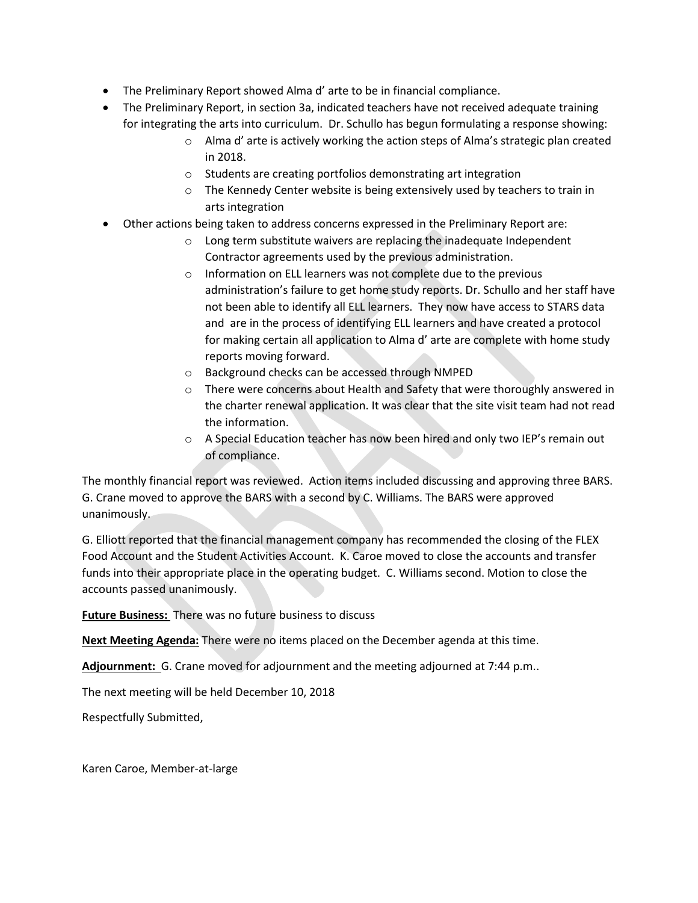- The Preliminary Report showed Alma d' arte to be in financial compliance.
- The Preliminary Report, in section 3a, indicated teachers have not received adequate training for integrating the arts into curriculum. Dr. Schullo has begun formulating a response showing:
    - Alma d' arte is actively working the action steps of Alma's strategic plan created in 2018.
    - Students are creating portfolios demonstrating art integration
    - The Kennedy Center website is being extensively used by teachers to train in arts integration
- Other actions being taken to address concerns expressed in the Preliminary Report are:
    - Long term substitute waivers are replacing the inadequate Independent Contractor agreements used by the previous administration.
    - Information on ELL learners was not complete due to the previous administration's failure to get home study reports. Dr. Schullo and her staff have not been able to identify all ELL learners. They now have access to STARS data and are in the process of identifying ELL learners and have created a protocol for making certain all application to Alma d' arte are complete with home study reports moving forward.
    - Background checks can be accessed through NMPED
    - There were concerns about Health and Safety that were thoroughly answered in the charter renewal application. It was clear that the site visit team had not read the information.
    - A Special Education teacher has now been hired and only two IEP's remain out of compliance.

The monthly financial report was reviewed. Action items included discussing and approving three BARS. G. Crane moved to approve the BARS with a second by C. Williams. The BARS were approved unanimously.

G. Elliott reported that the financial management company has recommended the closing of the FLEX Food Account and the Student Activities Account. K. Caroe moved to close the accounts and transfer funds into their appropriate place in the operating budget. C. Williams second. Motion to close the accounts passed unanimously.

**Future Business:** There was no future business to discuss

**Next Meeting Agenda:** There were no items placed on the December agenda at this time.

**Adjournment:** G. Crane moved for adjournment and the meeting adjourned at 7:44 p.m..

The next meeting will be held December 10, 2018

Respectfully Submitted,

Karen Caroe, Member-at-large